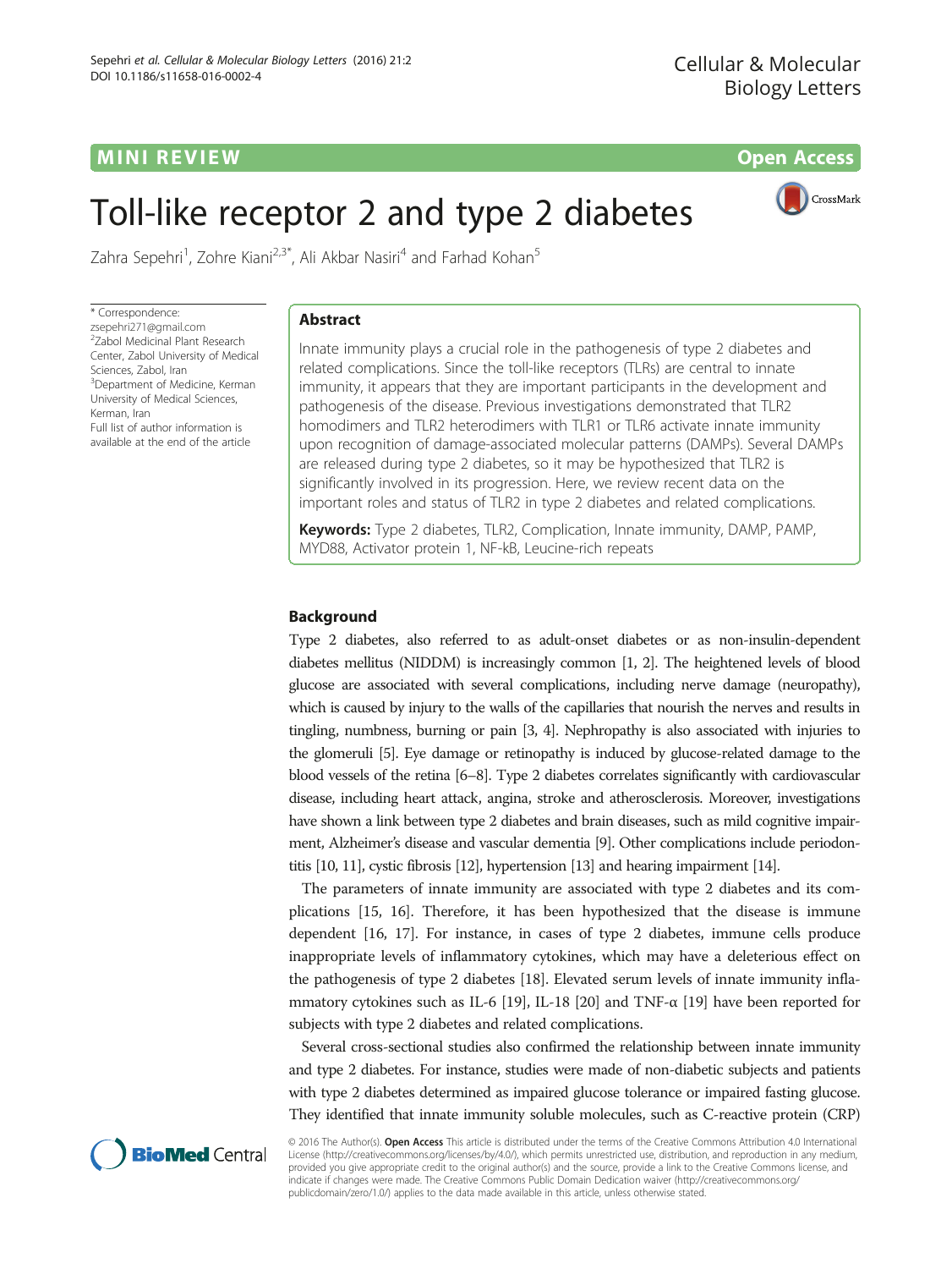MINI REVIEW Open Access

# Toll-like receptor 2 and type 2 diabetes

Zahra Sepehri[1], Zohre Kiani[2,3*], Ali Akbar Nasiri[4] and Farhad Kohan[5]

* Correspondence: zsepehri271@gmail.com
[2]Zabol Medicinal Plant Research Center, Zabol University of Medical Sciences, Zabol, Iran
[3]Department of Medicine, Kerman University of Medical Sciences, Kerman, Iran
Full list of author information is available at the end of the article

## Abstract

Innate immunity plays a crucial role in the pathogenesis of type 2 diabetes and related complications. Since the toll-like receptors (TLRs) are central to innate immunity, it appears that they are important participants in the development and pathogenesis of the disease. Previous investigations demonstrated that TLR2 homodimers and TLR2 heterodimers with TLR1 or TLR6 activate innate immunity upon recognition of damage-associated molecular patterns (DAMPs). Several DAMPs are released during type 2 diabetes, so it may be hypothesized that TLR2 is significantly involved in its progression. Here, we review recent data on the important roles and status of TLR2 in type 2 diabetes and related complications.

**Keywords:** Type 2 diabetes, TLR2, Complication, Innate immunity, DAMP, PAMP, MYD88, Activator protein 1, NF-kB, Leucine-rich repeats

## Background

Type 2 diabetes, also referred to as adult-onset diabetes or as non-insulin-dependent diabetes mellitus (NIDDM) is increasingly common [1, 2]. The heightened levels of blood glucose are associated with several complications, including nerve damage (neuropathy), which is caused by injury to the walls of the capillaries that nourish the nerves and results in tingling, numbness, burning or pain [3, 4]. Nephropathy is also associated with injuries to the glomeruli [5]. Eye damage or retinopathy is induced by glucose-related damage to the blood vessels of the retina [6–8]. Type 2 diabetes correlates significantly with cardiovascular disease, including heart attack, angina, stroke and atherosclerosis. Moreover, investigations have shown a link between type 2 diabetes and brain diseases, such as mild cognitive impairment, Alzheimer's disease and vascular dementia [9]. Other complications include periodontitis [10, 11], cystic fibrosis [12], hypertension [13] and hearing impairment [14].

The parameters of innate immunity are associated with type 2 diabetes and its complications [15, 16]. Therefore, it has been hypothesized that the disease is immune dependent [16, 17]. For instance, in cases of type 2 diabetes, immune cells produce inappropriate levels of inflammatory cytokines, which may have a deleterious effect on the pathogenesis of type 2 diabetes [18]. Elevated serum levels of innate immunity inflammatory cytokines such as IL-6 [19], IL-18 [20] and TNF-α [19] have been reported for subjects with type 2 diabetes and related complications.

Several cross-sectional studies also confirmed the relationship between innate immunity and type 2 diabetes. For instance, studies were made of non-diabetic subjects and patients with type 2 diabetes determined as impaired glucose tolerance or impaired fasting glucose. They identified that innate immunity soluble molecules, such as C-reactive protein (CRP)

© 2016 The Author(s). **Open Access** This article is distributed under the terms of the Creative Commons Attribution 4.0 International License (http://creativecommons.org/licenses/by/4.0/), which permits unrestricted use, distribution, and reproduction in any medium, provided you give appropriate credit to the original author(s) and the source, provide a link to the Creative Commons license, and indicate if changes were made. The Creative Commons Public Domain Dedication waiver (http://creativecommons.org/publicdomain/zero/1.0/) applies to the data made available in this article, unless otherwise stated.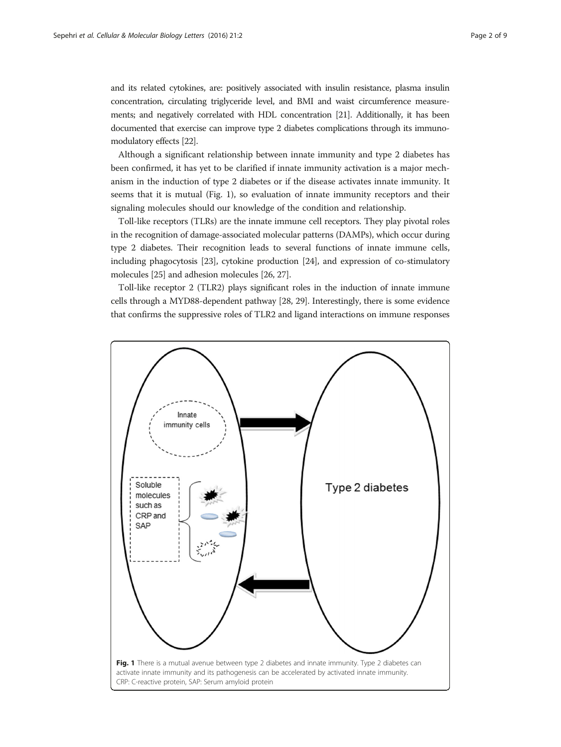and its related cytokines, are: positively associated with insulin resistance, plasma insulin concentration, circulating triglyceride level, and BMI and waist circumference measurements; and negatively correlated with HDL concentration [21]. Additionally, it has been documented that exercise can improve type 2 diabetes complications through its immunomodulatory effects [22].

Although a significant relationship between innate immunity and type 2 diabetes has been confirmed, it has yet to be clarified if innate immunity activation is a major mechanism in the induction of type 2 diabetes or if the disease activates innate immunity. It seems that it is mutual (Fig. 1), so evaluation of innate immunity receptors and their signaling molecules should our knowledge of the condition and relationship.

Toll-like receptors (TLRs) are the innate immune cell receptors. They play pivotal roles in the recognition of damage-associated molecular patterns (DAMPs), which occur during type 2 diabetes. Their recognition leads to several functions of innate immune cells, including phagocytosis [23], cytokine production [24], and expression of co-stimulatory molecules [25] and adhesion molecules [26, 27].

Toll-like receptor 2 (TLR2) plays significant roles in the induction of innate immune cells through a MYD88-dependent pathway [28, 29]. Interestingly, there is some evidence that confirms the suppressive roles of TLR2 and ligand interactions on immune responses

**Fig. 1** There is a mutual avenue between type 2 diabetes and innate immunity. Type 2 diabetes can activate innate immunity and its pathogenesis can be accelerated by activated innate immunity. CRP: C-reactive protein, SAP: Serum amyloid protein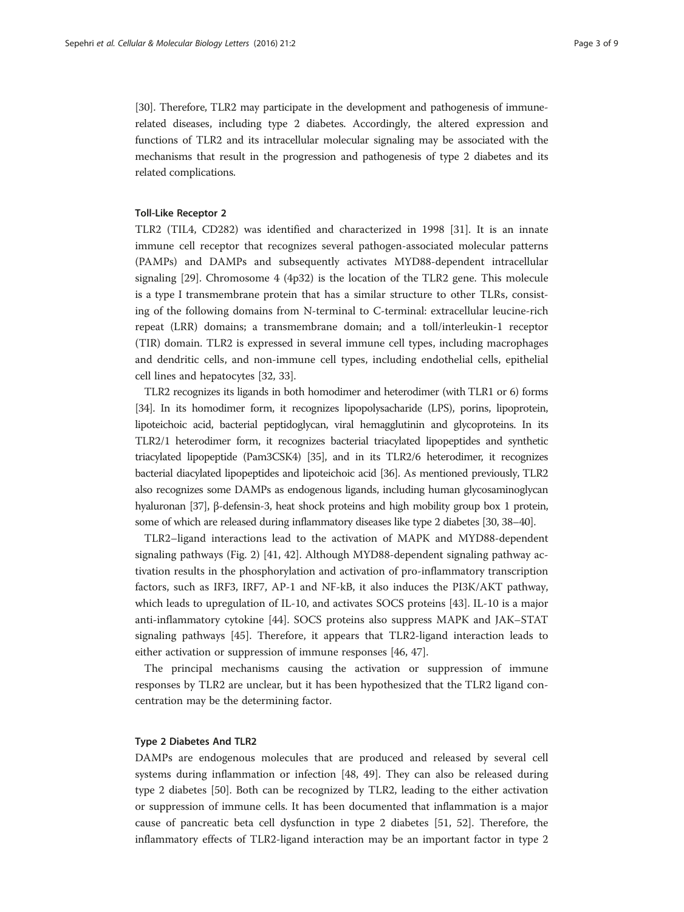[30]. Therefore, TLR2 may participate in the development and pathogenesis of immune-related diseases, including type 2 diabetes. Accordingly, the altered expression and functions of TLR2 and its intracellular molecular signaling may be associated with the mechanisms that result in the progression and pathogenesis of type 2 diabetes and its related complications.

#### Toll-Like Receptor 2

TLR2 (TIL4, CD282) was identified and characterized in 1998 [31]. It is an innate immune cell receptor that recognizes several pathogen-associated molecular patterns (PAMPs) and DAMPs and subsequently activates MYD88-dependent intracellular signaling [29]. Chromosome 4 (4p32) is the location of the TLR2 gene. This molecule is a type I transmembrane protein that has a similar structure to other TLRs, consisting of the following domains from N-terminal to C-terminal: extracellular leucine-rich repeat (LRR) domains; a transmembrane domain; and a toll/interleukin-1 receptor (TIR) domain. TLR2 is expressed in several immune cell types, including macrophages and dendritic cells, and non-immune cell types, including endothelial cells, epithelial cell lines and hepatocytes [32, 33].

TLR2 recognizes its ligands in both homodimer and heterodimer (with TLR1 or 6) forms [34]. In its homodimer form, it recognizes lipopolysacharide (LPS), porins, lipoprotein, lipoteichoic acid, bacterial peptidoglycan, viral hemagglutinin and glycoproteins. In its TLR2/1 heterodimer form, it recognizes bacterial triacylated lipopeptides and synthetic triacylated lipopeptide (Pam3CSK4) [35], and in its TLR2/6 heterodimer, it recognizes bacterial diacylated lipopeptides and lipoteichoic acid [36]. As mentioned previously, TLR2 also recognizes some DAMPs as endogenous ligands, including human glycosaminoglycan hyaluronan [37], β-defensin-3, heat shock proteins and high mobility group box 1 protein, some of which are released during inflammatory diseases like type 2 diabetes [30, 38–40].

TLR2–ligand interactions lead to the activation of MAPK and MYD88-dependent signaling pathways (Fig. 2) [41, 42]. Although MYD88-dependent signaling pathway activation results in the phosphorylation and activation of pro-inflammatory transcription factors, such as IRF3, IRF7, AP-1 and NF-kB, it also induces the PI3K/AKT pathway, which leads to upregulation of IL-10, and activates SOCS proteins [43]. IL-10 is a major anti-inflammatory cytokine [44]. SOCS proteins also suppress MAPK and JAK–STAT signaling pathways [45]. Therefore, it appears that TLR2-ligand interaction leads to either activation or suppression of immune responses [46, 47].

The principal mechanisms causing the activation or suppression of immune responses by TLR2 are unclear, but it has been hypothesized that the TLR2 ligand concentration may be the determining factor.

#### Type 2 Diabetes And TLR2

DAMPs are endogenous molecules that are produced and released by several cell systems during inflammation or infection [48, 49]. They can also be released during type 2 diabetes [50]. Both can be recognized by TLR2, leading to the either activation or suppression of immune cells. It has been documented that inflammation is a major cause of pancreatic beta cell dysfunction in type 2 diabetes [51, 52]. Therefore, the inflammatory effects of TLR2-ligand interaction may be an important factor in type 2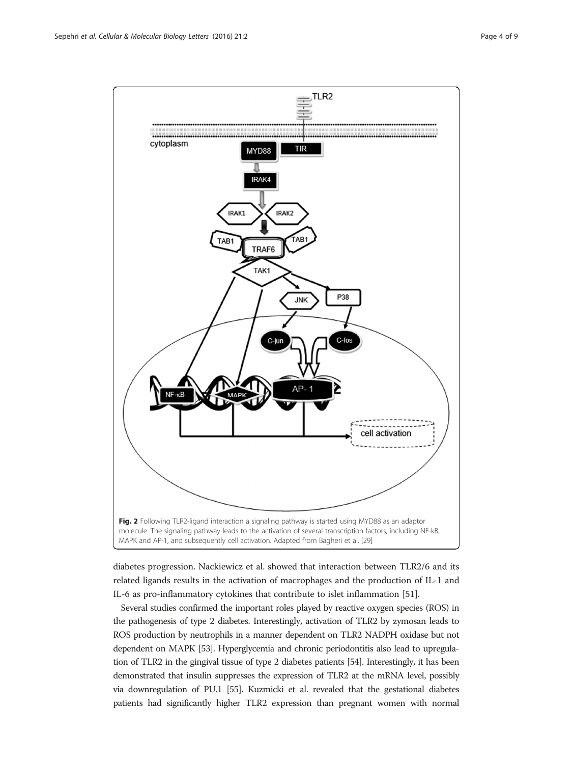Fig. 2 Following TLR2-ligand interaction a signaling pathway is started using MYD88 as an adaptor molecule. The signaling pathway leads to the activation of several transcription factors, including NF-kB, MAPK and AP-1, and subsequently cell activation. Adapted from Bagheri et al. [29]

diabetes progression. Nackiewicz et al. showed that interaction between TLR2/6 and its related ligands results in the activation of macrophages and the production of IL-1 and IL-6 as pro-inflammatory cytokines that contribute to islet inflammation [51].

Several studies confirmed the important roles played by reactive oxygen species (ROS) in the pathogenesis of type 2 diabetes. Interestingly, activation of TLR2 by zymosan leads to ROS production by neutrophils in a manner dependent on TLR2 NADPH oxidase but not dependent on MAPK [53]. Hyperglycemia and chronic periodontitis also lead to upregulation of TLR2 in the gingival tissue of type 2 diabetes patients [54]. Interestingly, it has been demonstrated that insulin suppresses the expression of TLR2 at the mRNA level, possibly via downregulation of PU.1 [55]. Kuzmicki et al. revealed that the gestational diabetes patients had significantly higher TLR2 expression than pregnant women with normal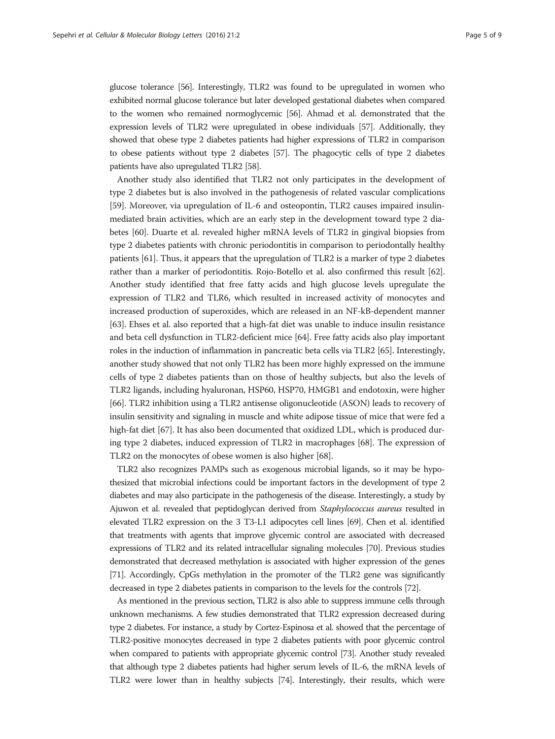glucose tolerance [56]. Interestingly, TLR2 was found to be upregulated in women who exhibited normal glucose tolerance but later developed gestational diabetes when compared to the women who remained normoglycemic [56]. Ahmad et al. demonstrated that the expression levels of TLR2 were upregulated in obese individuals [57]. Additionally, they showed that obese type 2 diabetes patients had higher expressions of TLR2 in comparison to obese patients without type 2 diabetes [57]. The phagocytic cells of type 2 diabetes patients have also upregulated TLR2 [58].

Another study also identified that TLR2 not only participates in the development of type 2 diabetes but is also involved in the pathogenesis of related vascular complications [59]. Moreover, via upregulation of IL-6 and osteopontin, TLR2 causes impaired insulin-mediated brain activities, which are an early step in the development toward type 2 diabetes [60]. Duarte et al. revealed higher mRNA levels of TLR2 in gingival biopsies from type 2 diabetes patients with chronic periodontitis in comparison to periodontally healthy patients [61]. Thus, it appears that the upregulation of TLR2 is a marker of type 2 diabetes rather than a marker of periodontitis. Rojo-Botello et al. also confirmed this result [62]. Another study identified that free fatty acids and high glucose levels upregulate the expression of TLR2 and TLR6, which resulted in increased activity of monocytes and increased production of superoxides, which are released in an NF-kB-dependent manner [63]. Ehses et al. also reported that a high-fat diet was unable to induce insulin resistance and beta cell dysfunction in TLR2-deficient mice [64]. Free fatty acids also play important roles in the induction of inflammation in pancreatic beta cells via TLR2 [65]. Interestingly, another study showed that not only TLR2 has been more highly expressed on the immune cells of type 2 diabetes patients than on those of healthy subjects, but also the levels of TLR2 ligands, including hyaluronan, HSP60, HSP70, HMGB1 and endotoxin, were higher [66]. TLR2 inhibition using a TLR2 antisense oligonucleotide (ASON) leads to recovery of insulin sensitivity and signaling in muscle and white adipose tissue of mice that were fed a high-fat diet [67]. It has also been documented that oxidized LDL, which is produced during type 2 diabetes, induced expression of TLR2 in macrophages [68]. The expression of TLR2 on the monocytes of obese women is also higher [68].

TLR2 also recognizes PAMPs such as exogenous microbial ligands, so it may be hypothesized that microbial infections could be important factors in the development of type 2 diabetes and may also participate in the pathogenesis of the disease. Interestingly, a study by Ajuwon et al. revealed that peptidoglycan derived from *Staphylococcus aureus* resulted in elevated TLR2 expression on the 3 T3-L1 adipocytes cell lines [69]. Chen et al. identified that treatments with agents that improve glycemic control are associated with decreased expressions of TLR2 and its related intracellular signaling molecules [70]. Previous studies demonstrated that decreased methylation is associated with higher expression of the genes [71]. Accordingly, CpGs methylation in the promoter of the TLR2 gene was significantly decreased in type 2 diabetes patients in comparison to the levels for the controls [72].

As mentioned in the previous section, TLR2 is also able to suppress immune cells through unknown mechanisms. A few studies demonstrated that TLR2 expression decreased during type 2 diabetes. For instance, a study by Cortez-Espinosa et al. showed that the percentage of TLR2-positive monocytes decreased in type 2 diabetes patients with poor glycemic control when compared to patients with appropriate glycemic control [73]. Another study revealed that although type 2 diabetes patients had higher serum levels of IL-6, the mRNA levels of TLR2 were lower than in healthy subjects [74]. Interestingly, their results, which were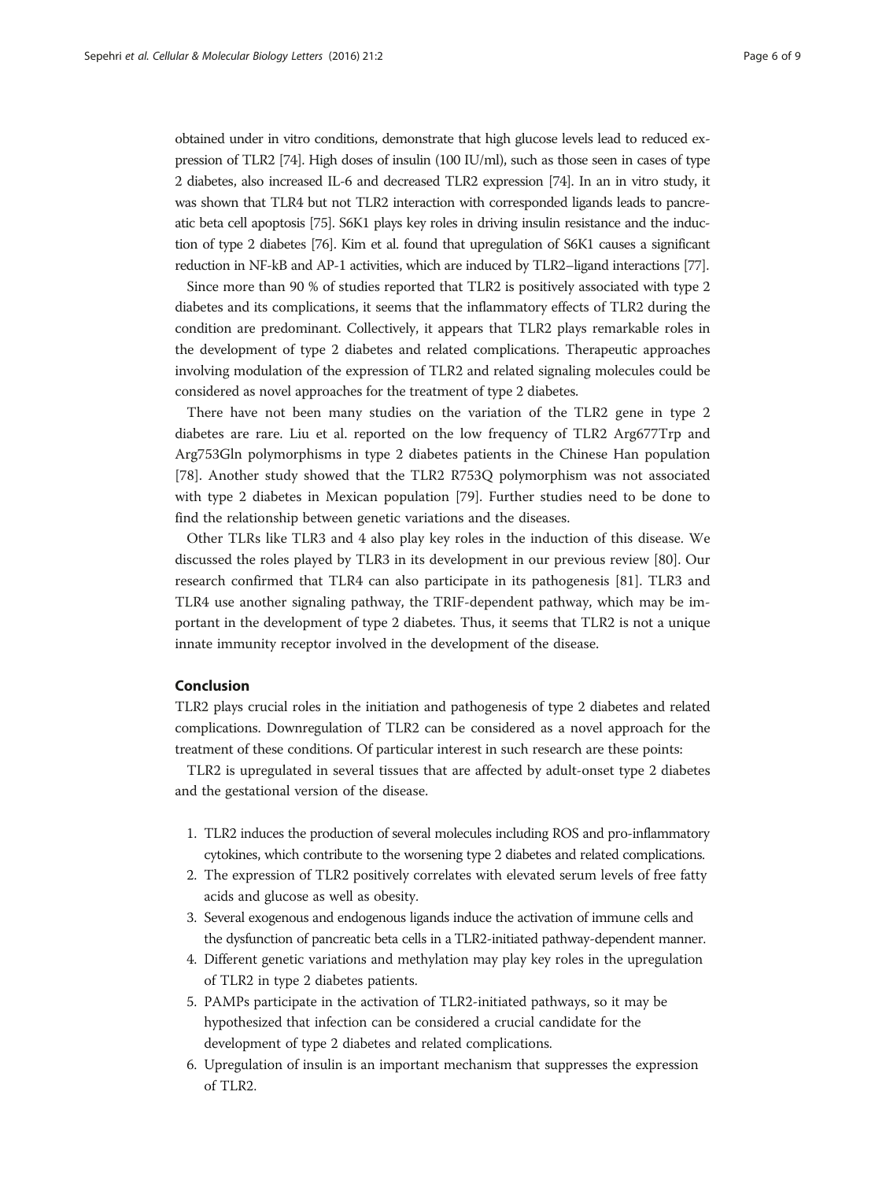obtained under in vitro conditions, demonstrate that high glucose levels lead to reduced expression of TLR2 [74]. High doses of insulin (100 IU/ml), such as those seen in cases of type 2 diabetes, also increased IL-6 and decreased TLR2 expression [74]. In an in vitro study, it was shown that TLR4 but not TLR2 interaction with corresponded ligands leads to pancreatic beta cell apoptosis [75]. S6K1 plays key roles in driving insulin resistance and the induction of type 2 diabetes [76]. Kim et al. found that upregulation of S6K1 causes a significant reduction in NF-kB and AP-1 activities, which are induced by TLR2–ligand interactions [77].

Since more than 90 % of studies reported that TLR2 is positively associated with type 2 diabetes and its complications, it seems that the inflammatory effects of TLR2 during the condition are predominant. Collectively, it appears that TLR2 plays remarkable roles in the development of type 2 diabetes and related complications. Therapeutic approaches involving modulation of the expression of TLR2 and related signaling molecules could be considered as novel approaches for the treatment of type 2 diabetes.

There have not been many studies on the variation of the TLR2 gene in type 2 diabetes are rare. Liu et al. reported on the low frequency of TLR2 Arg677Trp and Arg753Gln polymorphisms in type 2 diabetes patients in the Chinese Han population [78]. Another study showed that the TLR2 R753Q polymorphism was not associated with type 2 diabetes in Mexican population [79]. Further studies need to be done to find the relationship between genetic variations and the diseases.

Other TLRs like TLR3 and 4 also play key roles in the induction of this disease. We discussed the roles played by TLR3 in its development in our previous review [80]. Our research confirmed that TLR4 can also participate in its pathogenesis [81]. TLR3 and TLR4 use another signaling pathway, the TRIF-dependent pathway, which may be important in the development of type 2 diabetes. Thus, it seems that TLR2 is not a unique innate immunity receptor involved in the development of the disease.

## Conclusion

TLR2 plays crucial roles in the initiation and pathogenesis of type 2 diabetes and related complications. Downregulation of TLR2 can be considered as a novel approach for the treatment of these conditions. Of particular interest in such research are these points:

TLR2 is upregulated in several tissues that are affected by adult-onset type 2 diabetes and the gestational version of the disease.

1. TLR2 induces the production of several molecules including ROS and pro-inflammatory cytokines, which contribute to the worsening type 2 diabetes and related complications.
2. The expression of TLR2 positively correlates with elevated serum levels of free fatty acids and glucose as well as obesity.
3. Several exogenous and endogenous ligands induce the activation of immune cells and the dysfunction of pancreatic beta cells in a TLR2-initiated pathway-dependent manner.
4. Different genetic variations and methylation may play key roles in the upregulation of TLR2 in type 2 diabetes patients.
5. PAMPs participate in the activation of TLR2-initiated pathways, so it may be hypothesized that infection can be considered a crucial candidate for the development of type 2 diabetes and related complications.
6. Upregulation of insulin is an important mechanism that suppresses the expression of TLR2.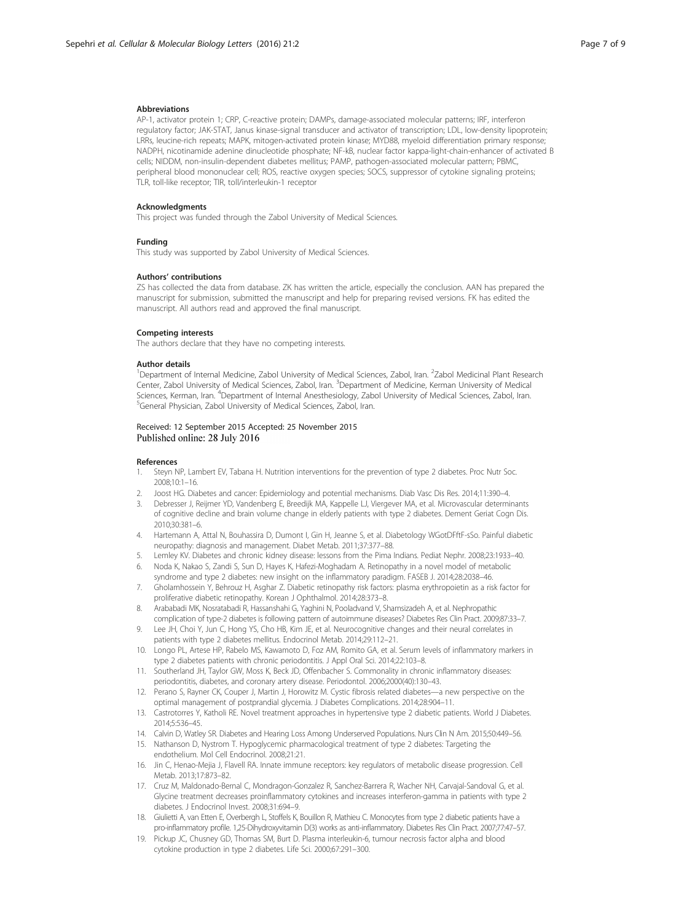### Abbreviations

AP-1, activator protein 1; CRP, C-reactive protein; DAMPs, damage-associated molecular patterns; IRF, interferon regulatory factor; JAK-STAT, Janus kinase-signal transducer and activator of transcription; LDL, low-density lipoprotein; LRRs, leucine-rich repeats; MAPK, mitogen-activated protein kinase; MYD88, myeloid differentiation primary response; NADPH, nicotinamide adenine dinucleotide phosphate; NF-kB, nuclear factor kappa-light-chain-enhancer of activated B cells; NIDDM, non-insulin-dependent diabetes mellitus; PAMP, pathogen-associated molecular pattern; PBMC, peripheral blood mononuclear cell; ROS, reactive oxygen species; SOCS, suppressor of cytokine signaling proteins; TLR, toll-like receptor; TIR, toll/interleukin-1 receptor

### Acknowledgments

This project was funded through the Zabol University of Medical Sciences.

### Funding

This study was supported by Zabol University of Medical Sciences.

### Authors' contributions

ZS has collected the data from database. ZK has written the article, especially the conclusion. AAN has prepared the manuscript for submission, submitted the manuscript and help for preparing revised versions. FK has edited the manuscript. All authors read and approved the final manuscript.

### Competing interests

The authors declare that they have no competing interests.

### Author details

[1]Department of Internal Medicine, Zabol University of Medical Sciences, Zabol, Iran. [2]Zabol Medicinal Plant Research Center, Zabol University of Medical Sciences, Zabol, Iran. [3]Department of Medicine, Kerman University of Medical Sciences, Kerman, Iran. [4]Department of Internal Anesthesiology, Zabol University of Medical Sciences, Zabol, Iran. [5]General Physician, Zabol University of Medical Sciences, Zabol, Iran.

Received: 12 September 2015 Accepted: 25 November 2015
Published online: 28 July 2016

### References

1. Steyn NP, Lambert EV, Tabana H. Nutrition interventions for the prevention of type 2 diabetes. Proc Nutr Soc. 2008;10:1–16.
2. Joost HG. Diabetes and cancer: Epidemiology and potential mechanisms. Diab Vasc Dis Res. 2014;11:390–4.
3. Debresser J, Reijmer YD, Vandenberg E, Breedijk MA, Kappelle LJ, Viergever MA, et al. Microvascular determinants of cognitive decline and brain volume change in elderly patients with type 2 diabetes. Dement Geriat Cogn Dis. 2010;30:381–6.
4. Hartemann A, Attal N, Bouhassira D, Dumont I, Gin H, Jeanne S, et al. Diabetology WGotDFftF-sSo. Painful diabetic neuropathy: diagnosis and management. Diabet Metab. 2011;37:377–88.
5. Lemley KV. Diabetes and chronic kidney disease: lessons from the Pima Indians. Pediat Nephr. 2008;23:1933–40.
6. Noda K, Nakao S, Zandi S, Sun D, Hayes K, Hafezi-Moghadam A. Retinopathy in a novel model of metabolic syndrome and type 2 diabetes: new insight on the inflammatory paradigm. FASEB J. 2014;28:2038–46.
7. Gholamhossein Y, Behrouz H, Asghar Z. Diabetic retinopathy risk factors: plasma erythropoietin as a risk factor for proliferative diabetic retinopathy. Korean J Ophthalmol. 2014;28:373–8.
8. Arababadi MK, Nosratabadi R, Hassanshahi G, Yaghini N, Pooladvand V, Shamsizadeh A, et al. Nephropathic complication of type-2 diabetes is following pattern of autoimmune diseases? Diabetes Res Clin Pract. 2009;87:33–7.
9. Lee JH, Choi Y, Jun C, Hong YS, Cho HB, Kim JE, et al. Neurocognitive changes and their neural correlates in patients with type 2 diabetes mellitus. Endocrinol Metab. 2014;29:112–21.
10. Longo PL, Artese HP, Rabelo MS, Kawamoto D, Foz AM, Romito GA, et al. Serum levels of inflammatory markers in type 2 diabetes patients with chronic periodontitis. J Appl Oral Sci. 2014;22:103–8.
11. Southerland JH, Taylor GW, Moss K, Beck JD, Offenbacher S. Commonality in chronic inflammatory diseases: periodontitis, diabetes, and coronary artery disease. Periodontol. 2006;2000(40):130–43.
12. Perano S, Rayner CK, Couper J, Martin J, Horowitz M. Cystic fibrosis related diabetes—a new perspective on the optimal management of postprandial glycemia. J Diabetes Complications. 2014;28:904–11.
13. Castrotorres Y, Katholi RE. Novel treatment approaches in hypertensive type 2 diabetic patients. World J Diabetes. 2014;5:536–45.
14. Calvin D, Watley SR. Diabetes and Hearing Loss Among Underserved Populations. Nurs Clin N Am. 2015;50:449–56.
15. Nathanson D, Nystrom T. Hypoglycemic pharmacological treatment of type 2 diabetes: Targeting the endothelium. Mol Cell Endocrinol. 2008;21:21.
16. Jin C, Henao-Mejia J, Flavell RA. Innate immune receptors: key regulators of metabolic disease progression. Cell Metab. 2013;17:873–82.
17. Cruz M, Maldonado-Bernal C, Mondragon-Gonzalez R, Sanchez-Barrera R, Wacher NH, Carvajal-Sandoval G, et al. Glycine treatment decreases proinflammatory cytokines and increases interferon-gamma in patients with type 2 diabetes. J Endocrinol Invest. 2008;31:694–9.
18. Giulietti A, van Etten E, Overbergh L, Stoffels K, Bouillon R, Mathieu C. Monocytes from type 2 diabetic patients have a pro-inflammatory profile. 1,25-Dihydroxyvitamin D(3) works as anti-inflammatory. Diabetes Res Clin Pract. 2007;77:47–57.
19. Pickup JC, Chusney GD, Thomas SM, Burt D. Plasma interleukin-6, tumour necrosis factor alpha and blood cytokine production in type 2 diabetes. Life Sci. 2000;67:291–300.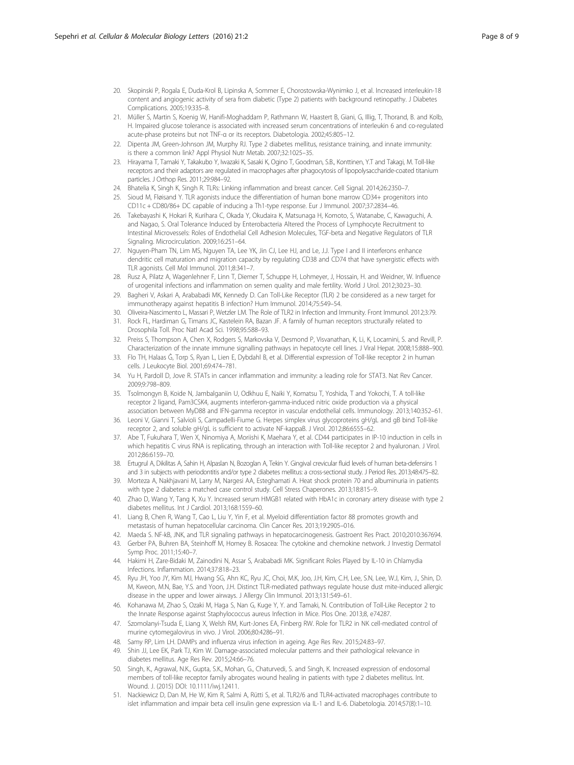20. Skopinski P, Rogala E, Duda-Krol B, Lipinska A, Sommer E, Chorostowska-Wynimko J, et al. Increased interleukin-18 content and angiogenic activity of sera from diabetic (Type 2) patients with background retinopathy. J Diabetes Complications. 2005;19:335–8.
21. Müller S, Martin S, Koenig W, Hanifi-Moghaddam P, Rathmann W, Haastert B, Giani, G, Illig, T, Thorand, B. and Kolb, H. Impaired glucose tolerance is associated with increased serum concentrations of interleukin 6 and co-regulated acute-phase proteins but not TNF-α or its receptors. Diabetologia. 2002;45:805–12.
22. Dipenta JM, Green-Johnson JM, Murphy RJ. Type 2 diabetes mellitus, resistance training, and innate immunity: is there a common link? Appl Physiol Nutr Metab. 2007;32:1025–35.
23. Hirayama T, Tamaki Y, Takakubo Y, Iwazaki K, Sasaki K, Ogino T, Goodman, S.B., Konttinen, Y.T and Takagi, M. Toll-like receptors and their adaptors are regulated in macrophages after phagocytosis of lipopolysaccharide-coated titanium particles. J Orthop Res. 2011;29:984–92.
24. Bhatelia K, Singh K, Singh R. TLRs: Linking inflammation and breast cancer. Cell Signal. 2014;26:2350–7.
25. Sioud M, Fløisand Y. TLR agonists induce the differentiation of human bone marrow CD34+ progenitors into CD11c + CD80/86+ DC capable of inducing a Th1-type response. Eur J Immunol. 2007;37:2834–46.
26. Takebayashi K, Hokari R, Kurihara C, Okada Y, Okudaira K, Matsunaga H, Komoto, S, Watanabe, C, Kawaguchi, A. and Nagao, S. Oral Tolerance Induced by Enterobacteria Altered the Process of Lymphocyte Recruitment to Intestinal Microvessels: Roles of Endothelial Cell Adhesion Molecules, TGF-beta and Negative Regulators of TLR Signaling. Microcirculation. 2009;16:251–64.
27. Nguyen-Pham TN, Lim MS, Nguyen TA, Lee YK, Jin CJ, Lee HJ, and Le, J.J. Type I and II interferons enhance dendritic cell maturation and migration capacity by regulating CD38 and CD74 that have synergistic effects with TLR agonists. Cell Mol Immunol. 2011;8:341–7.
28. Rusz A, Pilatz A, Wagenlehner F, Linn T, Diemer T, Schuppe H, Lohmeyer, J, Hossain, H. and Weidner, W. Influence of urogenital infections and inflammation on semen quality and male fertility. World J Urol. 2012;30:23–30.
29. Bagheri V, Askari A, Arababadi MK, Kennedy D. Can Toll-Like Receptor (TLR) 2 be considered as a new target for immunotherapy against hepatitis B infection? Hum Immunol. 2014;75:549–54.
30. Oliveira-Nascimento L, Massari P, Wetzler LM. The Role of TLR2 in Infection and Immunity. Front Immunol. 2012;3:79.
31. Rock FL, Hardiman G, Timans JC, Kastelein RA, Bazan JF. A family of human receptors structurally related to Drosophila Toll. Proc Natl Acad Sci. 1998;95:588–93.
32. Preiss S, Thompson A, Chen X, Rodgers S, Markovska V, Desmond P, Visvanathan, K, Li, K, Locarnini, S. and Revill, P. Characterization of the innate immune signalling pathways in hepatocyte cell lines. J Viral Hepat. 2008;15:888–900.
33. Flo TH, Halaas Ǿ, Torp S, Ryan L, Lien E, Dybdahl B, et al. Differential expression of Toll-like receptor 2 in human cells. J Leukocyte Biol. 2001;69:474–781.
34. Yu H, Pardoll D, Jove R. STATs in cancer inflammation and immunity: a leading role for STAT3. Nat Rev Cancer. 2009;9:798–809.
35. Tsolmongyn B, Koide N, Jambalganiin U, Odkhuu E, Naiki Y, Komatsu T, Yoshida, T and Yokochi, T. A toll-like receptor 2 ligand, Pam3CSK4, augments interferon-gamma-induced nitric oxide production via a physical association between MyD88 and IFN-gamma receptor in vascular endothelial cells. Immunology. 2013;140:352–61.
36. Leoni V, Gianni T, Salvioli S, Campadelli-Fiume G. Herpes simplex virus glycoproteins gH/gL and gB bind Toll-like receptor 2, and soluble gH/gL is sufficient to activate NF-kappaB. J Virol. 2012;86:6555–62.
37. Abe T, Fukuhara T, Wen X, Ninomiya A, Moriishi K, Maehara Y, et al. CD44 participates in IP-10 induction in cells in which hepatitis C virus RNA is replicating, through an interaction with Toll-like receptor 2 and hyaluronan. J Virol. 2012;86:6159–70.
38. Ertugrul A, Dikilitas A, Sahin H, Alpaslan N, Bozoglan A, Tekin Y. Gingival crevicular fluid levels of human beta-defensins 1 and 3 in subjects with periodontitis and/or type 2 diabetes mellitus: a cross-sectional study. J Period Res. 2013;48:475–82.
39. Morteza A, Nakhjavani M, Larry M, Nargesi AA, Esteghamati A. Heat shock protein 70 and albuminuria in patients with type 2 diabetes: a matched case control study. Cell Stress Chaperones. 2013;18:815–9.
40. Zhao D, Wang Y, Tang K, Xu Y. Increased serum HMGB1 related with HbA1c in coronary artery disease with type 2 diabetes mellitus. Int J Cardiol. 2013;168:1559–60.
41. Liang B, Chen R, Wang T, Cao L, Liu Y, Yin F, et al. Myeloid differentiation factor 88 promotes growth and metastasis of human hepatocellular carcinoma. Clin Cancer Res. 2013;19:2905–016.
42. Maeda S. NF-kB, JNK, and TLR signaling pathways in hepatocarcinogenesis. Gastroent Res Pract. 2010;2010:367694.
43. Gerber PA, Buhren BA, Steinhoff M, Homey B. Rosacea: The cytokine and chemokine network. J Investig Dermatol Symp Proc. 2011;15:40–7.
44. Hakimi H, Zare-Bidaki M, Zainodini N, Assar S, Arababadi MK. Significant Roles Played by IL-10 in Chlamydia Infections. Inflammation. 2014;37:818–23.
45. Ryu JH, Yoo JY, Kim MJ, Hwang SG, Ahn KC, Ryu JC, Choi, M.K, Joo, J.H, Kim, C.H, Lee, S.N, Lee, W.J, Kim, J., Shin, D. M, Kweon, M.N, Bae, Y.S. and Yoon, J.H. Distinct TLR-mediated pathways regulate house dust mite-induced allergic disease in the upper and lower airways. J Allergy Clin Immunol. 2013;131:549–61.
46. Kohanawa M, Zhao S, Ozaki M, Haga S, Nan G, Kuge Y, Y. and Tamaki, N. Contribution of Toll-Like Receptor 2 to the Innate Response against Staphylococcus aureus Infection in Mice. Plos One. 2013;8, e74287.
47. Szomolanyi-Tsuda E, Liang X, Welsh RM, Kurt-Jones EA, Finberg RW. Role for TLR2 in NK cell-mediated control of murine cytomegalovirus in vivo. J Virol. 2006;80:4286–91.
48. Samy RP, Lim LH. DAMPs and influenza virus infection in ageing. Age Res Rev. 2015;24:83–97.
49. Shin JJ, Lee EK, Park TJ, Kim W. Damage-associated molecular patterns and their pathological relevance in diabetes mellitus. Age Res Rev. 2015;24:66–76.
50. Singh, K., Agrawal, N.K., Gupta, S.K., Mohan, G., Chaturvedi, S. and Singh, K. Increased expression of endosomal members of toll-like receptor family abrogates wound healing in patients with type 2 diabetes mellitus. Int. Wound. J. (2015) DOI: 10.1111/iwj.12411.
51. Nackiewicz D, Dan M, He W, Kim R, Salmi A, Rütti S, et al. TLR2/6 and TLR4-activated macrophages contribute to islet inflammation and impair beta cell insulin gene expression via IL-1 and IL-6. Diabetologia. 2014;57(8):1–10.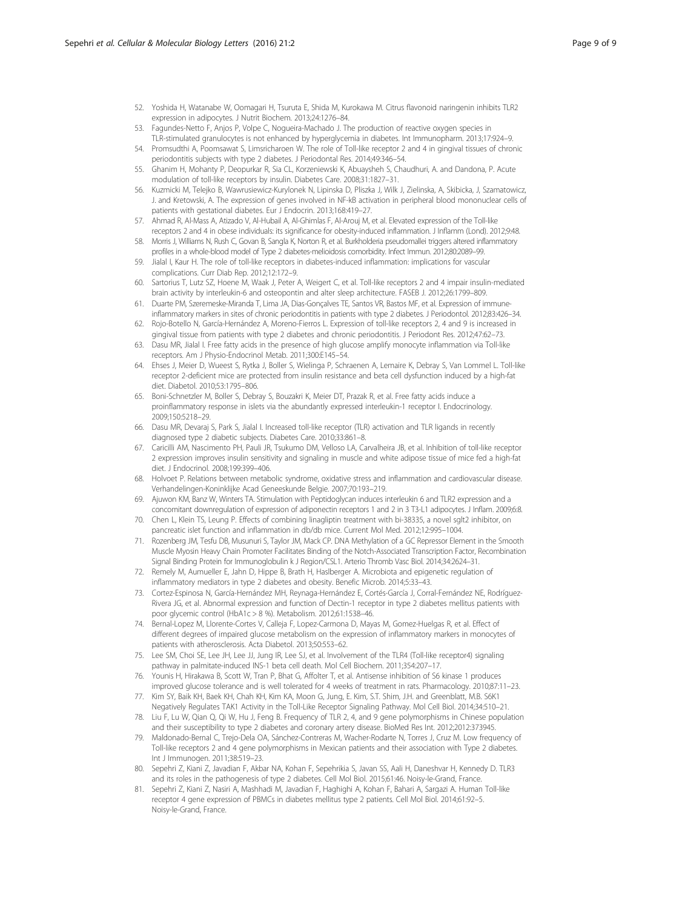52. Yoshida H, Watanabe W, Oomagari H, Tsuruta E, Shida M, Kurokawa M. Citrus flavonoid naringenin inhibits TLR2 expression in adipocytes. J Nutrit Biochem. 2013;24:1276–84.
53. Fagundes-Netto F, Anjos P, Volpe C, Nogueira-Machado J. The production of reactive oxygen species in TLR-stimulated granulocytes is not enhanced by hyperglycemia in diabetes. Int Immunopharm. 2013;17:924–9.
54. Promsudthi A, Poomsawat S, Limsricharoen W. The role of Toll-like receptor 2 and 4 in gingival tissues of chronic periodontitis subjects with type 2 diabetes. J Periodontal Res. 2014;49:346–54.
55. Ghanim H, Mohanty P, Deopurkar R, Sia CL, Korzeniewski K, Abuaysheh S, Chaudhuri, A. and Dandona, P. Acute modulation of toll-like receptors by insulin. Diabetes Care. 2008;31:1827–31.
56. Kuzmicki M, Telejko B, Wawrusiewicz-Kurylonek N, Lipinska D, Pliszka J, Wilk J, Zielinska, A, Skibicka, J, Szamatowicz, J. and Kretowski, A. The expression of genes involved in NF-kB activation in peripheral blood mononuclear cells of patients with gestational diabetes. Eur J Endocrin. 2013;168:419–27.
57. Ahmad R, Al-Mass A, Atizado V, Al-Hubail A, Al-Ghimlas F, Al-Arouj M, et al. Elevated expression of the Toll-like receptors 2 and 4 in obese individuals: its significance for obesity-induced inflammation. J Inflamm (Lond). 2012;9:48.
58. Morris J, Williams N, Rush C, Govan B, Sangla K, Norton R, et al. Burkholderia pseudomallei triggers altered inflammatory profiles in a whole-blood model of Type 2 diabetes-melioidosis comorbidity. Infect Immun. 2012;80:2089–99.
59. Jialal I, Kaur H. The role of toll-like receptors in diabetes-induced inflammation: implications for vascular complications. Curr Diab Rep. 2012;12:172–9.
60. Sartorius T, Lutz SZ, Hoene M, Waak J, Peter A, Weigert C, et al. Toll-like receptors 2 and 4 impair insulin-mediated brain activity by interleukin-6 and osteopontin and alter sleep architecture. FASEB J. 2012;26:1799–809.
61. Duarte PM, Szeremeske-Miranda T, Lima JA, Dias-Gonçalves TE, Santos VR, Bastos MF, et al. Expression of immune-inflammatory markers in sites of chronic periodontitis in patients with type 2 diabetes. J Periodontol. 2012;83:426–34.
62. Rojo-Botello N, García-Hernández A, Moreno-Fierros L. Expression of toll-like receptors 2, 4 and 9 is increased in gingival tissue from patients with type 2 diabetes and chronic periodontitis. J Periodont Res. 2012;47:62–73.
63. Dasu MR, Jialal I. Free fatty acids in the presence of high glucose amplify monocyte inflammation via Toll-like receptors. Am J Physio-Endocrinol Metab. 2011;300:E145–54.
64. Ehses J, Meier D, Wueest S, Rytka J, Boller S, Wielinga P, Schraenen A, Lemaire K, Debray S, Van Lommel L. Toll-like receptor 2-deficient mice are protected from insulin resistance and beta cell dysfunction induced by a high-fat diet. Diabetol. 2010;53:1795–806.
65. Boni-Schnetzler M, Boller S, Debray S, Bouzakri K, Meier DT, Prazak R, et al. Free fatty acids induce a proinflammatory response in islets via the abundantly expressed interleukin-1 receptor I. Endocrinology. 2009;150:5218–29.
66. Dasu MR, Devaraj S, Park S, Jialal I. Increased toll-like receptor (TLR) activation and TLR ligands in recently diagnosed type 2 diabetic subjects. Diabetes Care. 2010;33:861–8.
67. Caricilli AM, Nascimento PH, Pauli JR, Tsukumo DM, Velloso LA, Carvalheira JB, et al. Inhibition of toll-like receptor 2 expression improves insulin sensitivity and signaling in muscle and white adipose tissue of mice fed a high-fat diet. J Endocrinol. 2008;199:399–406.
68. Holvoet P. Relations between metabolic syndrome, oxidative stress and inflammation and cardiovascular disease. Verhandelingen-Koninklijke Acad Geneeskunde Belgie. 2007;70:193–219.
69. Ajuwon KM, Banz W, Winters TA. Stimulation with Peptidoglycan induces interleukin 6 and TLR2 expression and a concomitant downregulation of expression of adiponectin receptors 1 and 2 in 3 T3-L1 adipocytes. J Inflam. 2009;6:8.
70. Chen L, Klein TS, Leung P. Effects of combining linagliptin treatment with bi-38335, a novel sglt2 inhibitor, on pancreatic islet function and inflammation in db/db mice. Current Mol Med. 2012;12:995–1004.
71. Rozenberg JM, Tesfu DB, Musunuri S, Taylor JM, Mack CP. DNA Methylation of a GC Repressor Element in the Smooth Muscle Myosin Heavy Chain Promoter Facilitates Binding of the Notch-Associated Transcription Factor, Recombination Signal Binding Protein for Immunoglobulin k J Region/CSL1. Arterio Thromb Vasc Biol. 2014;34:2624–31.
72. Remely M, Aumueller E, Jahn D, Hippe B, Brath H, Haslberger A. Microbiota and epigenetic regulation of inflammatory mediators in type 2 diabetes and obesity. Benefic Microb. 2014;5:33–43.
73. Cortez-Espinosa N, García-Hernández MH, Reynaga-Hernández E, Cortés-García J, Corral-Fernández NE, Rodríguez-Rivera JG, et al. Abnormal expression and function of Dectin-1 receptor in type 2 diabetes mellitus patients with poor glycemic control (HbA1c > 8 %). Metabolism. 2012;61:1538–46.
74. Bernal-Lopez M, Llorente-Cortes V, Calleja F, Lopez-Carmona D, Mayas M, Gomez-Huelgas R, et al. Effect of different degrees of impaired glucose metabolism on the expression of inflammatory markers in monocytes of patients with atherosclerosis. Acta Diabetol. 2013;50:553–62.
75. Lee SM, Choi SE, Lee JH, Lee JJ, Jung IR, Lee SJ, et al. Involvement of the TLR4 (Toll-like receptor4) signaling pathway in palmitate-induced INS-1 beta cell death. Mol Cell Biochem. 2011;354:207–17.
76. Younis H, Hirakawa B, Scott W, Tran P, Bhat G, Affolter T, et al. Antisense inhibition of S6 kinase 1 produces improved glucose tolerance and is well tolerated for 4 weeks of treatment in rats. Pharmacology. 2010;87:11–23.
77. Kim SY, Baik KH, Baek KH, Chah KH, Kim KA, Moon G, Jung, E. Kim, S.T. Shim, J.H. and Greenblatt, M.B. S6K1 Negatively Regulates TAK1 Activity in the Toll-Like Receptor Signaling Pathway. Mol Cell Biol. 2014;34:510–21.
78. Liu F, Lu W, Qian Q, Qi W, Hu J, Feng B. Frequency of TLR 2, 4, and 9 gene polymorphisms in Chinese population and their susceptibility to type 2 diabetes and coronary artery disease. BioMed Res Int. 2012;2012:373945.
79. Maldonado-Bernal C, Trejo-Dela OA, Sánchez-Contreras M, Wacher-Rodarte N, Torres J, Cruz M. Low frequency of Toll-like receptors 2 and 4 gene polymorphisms in Mexican patients and their association with Type 2 diabetes. Int J Immunogen. 2011;38:519–23.
80. Sepehri Z, Kiani Z, Javadian F, Akbar NA, Kohan F, Sepehrikia S, Javan SS, Aali H, Daneshvar H, Kennedy D. TLR3 and its roles in the pathogenesis of type 2 diabetes. Cell Mol Biol. 2015;61:46. Noisy-le-Grand, France.
81. Sepehri Z, Kiani Z, Nasiri A, Mashhadi M, Javadian F, Haghighi A, Kohan F, Bahari A, Sargazi A. Human Toll-like receptor 4 gene expression of PBMCs in diabetes mellitus type 2 patients. Cell Mol Biol. 2014;61:92–5. Noisy-le-Grand, France.